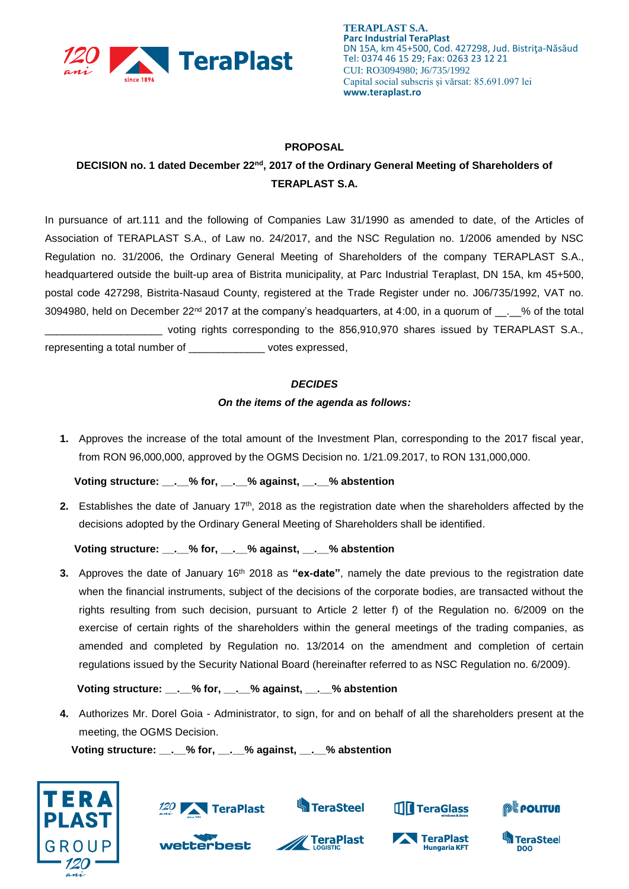**TERAPLAST S.A.**
**Parc Industrial TeraPlast**
DN 15A, km 45+500, Cod. 427298, Jud. Bistriţa-Năsăud
Tel: 0374 46 15 29; Fax: 0263 23 12 21
CUI: RO3094980; J6/735/1992
Capital social subscris și vărsat: 85.691.097 lei
**www.teraplast.ro**

**PROPOSAL**

**DECISION no. 1 dated December 22nd, 2017 of the Ordinary General Meeting of Shareholders of TERAPLAST S.A.**

In pursuance of art.111 and the following of Companies Law 31/1990 as amended to date, of the Articles of Association of TERAPLAST S.A., of Law no. 24/2017, and the NSC Regulation no. 1/2006 amended by NSC Regulation no. 31/2006, the Ordinary General Meeting of Shareholders of the company TERAPLAST S.A., headquartered outside the built-up area of Bistrita municipality, at Parc Industrial Teraplast, DN 15A, km 45+500, postal code 427298, Bistrita-Nasaud County, registered at the Trade Register under no. J06/735/1992, VAT no. 3094980, held on December 22nd 2017 at the company's headquarters, at 4:00, in a quorum of __.__% of the total ____________________ voting rights corresponding to the 856,910,970 shares issued by TERAPLAST S.A., representing a total number of _____________ votes expressed,

***DECIDES***

***On the items of the agenda as follows:***

1. Approves the increase of the total amount of the Investment Plan, corresponding to the 2017 fiscal year, from RON 96,000,000, approved by the OGMS Decision no. 1/21.09.2017, to RON 131,000,000.

   **Voting structure: __.__% for, __.__% against, __.__% abstention**

2. Establishes the date of January 17th, 2018 as the registration date when the shareholders affected by the decisions adopted by the Ordinary General Meeting of Shareholders shall be identified.

   **Voting structure: __.__% for, __.__% against, __.__% abstention**

3. Approves the date of January 16th 2018 as **"ex-date"**, namely the date previous to the registration date when the financial instruments, subject of the decisions of the corporate bodies, are transacted without the rights resulting from such decision, pursuant to Article 2 letter f) of the Regulation no. 6/2009 on the exercise of certain rights of the shareholders within the general meetings of the trading companies, as amended and completed by Regulation no. 13/2014 on the amendment and completion of certain regulations issued by the Security National Board (hereinafter referred to as NSC Regulation no. 6/2009).

   **Voting structure: __.__% for, __.__% against, __.__% abstention**

4. Authorizes Mr. Dorel Goia - Administrator, to sign, for and on behalf of all the shareholders present at the meeting, the OGMS Decision.

   **Voting structure: __.__% for, __.__% against, __.__% abstention**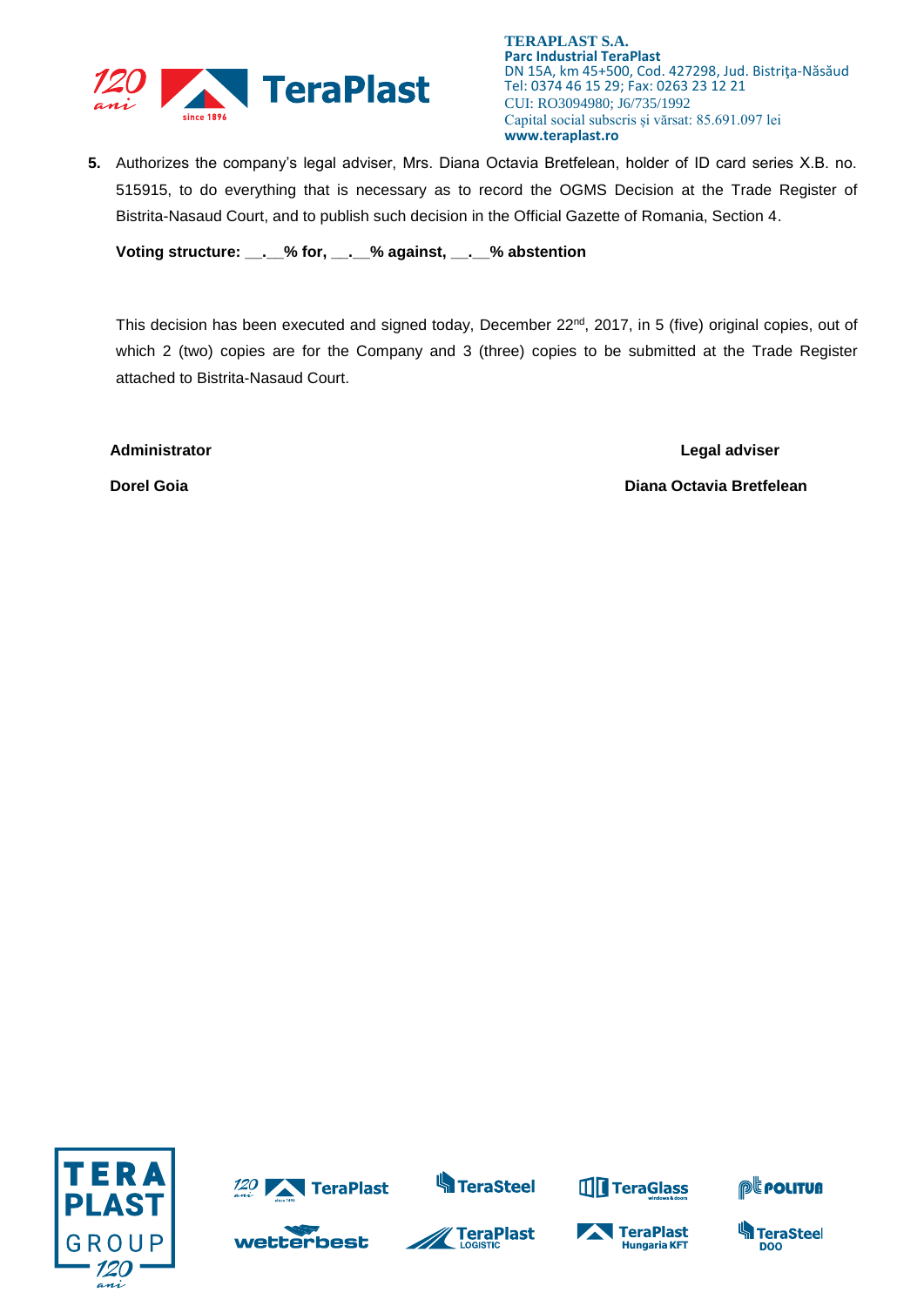5. Authorizes the company's legal adviser, Mrs. Diana Octavia Bretfelean, holder of ID card series X.B. no. 515915, to do everything that is necessary as to record the OGMS Decision at the Trade Register of Bistrita-Nasaud Court, and to publish such decision in the Official Gazette of Romania, Section 4.

**Voting structure: __.__% for, __.__% against, __.__% abstention**

This decision has been executed and signed today, December 22nd, 2017, in 5 (five) original copies, out of which 2 (two) copies are for the Company and 3 (three) copies to be submitted at the Trade Register attached to Bistrita-Nasaud Court.

**Administrator**

**Dorel Goia**

**Legal adviser**

**Diana Octavia Bretfelean**